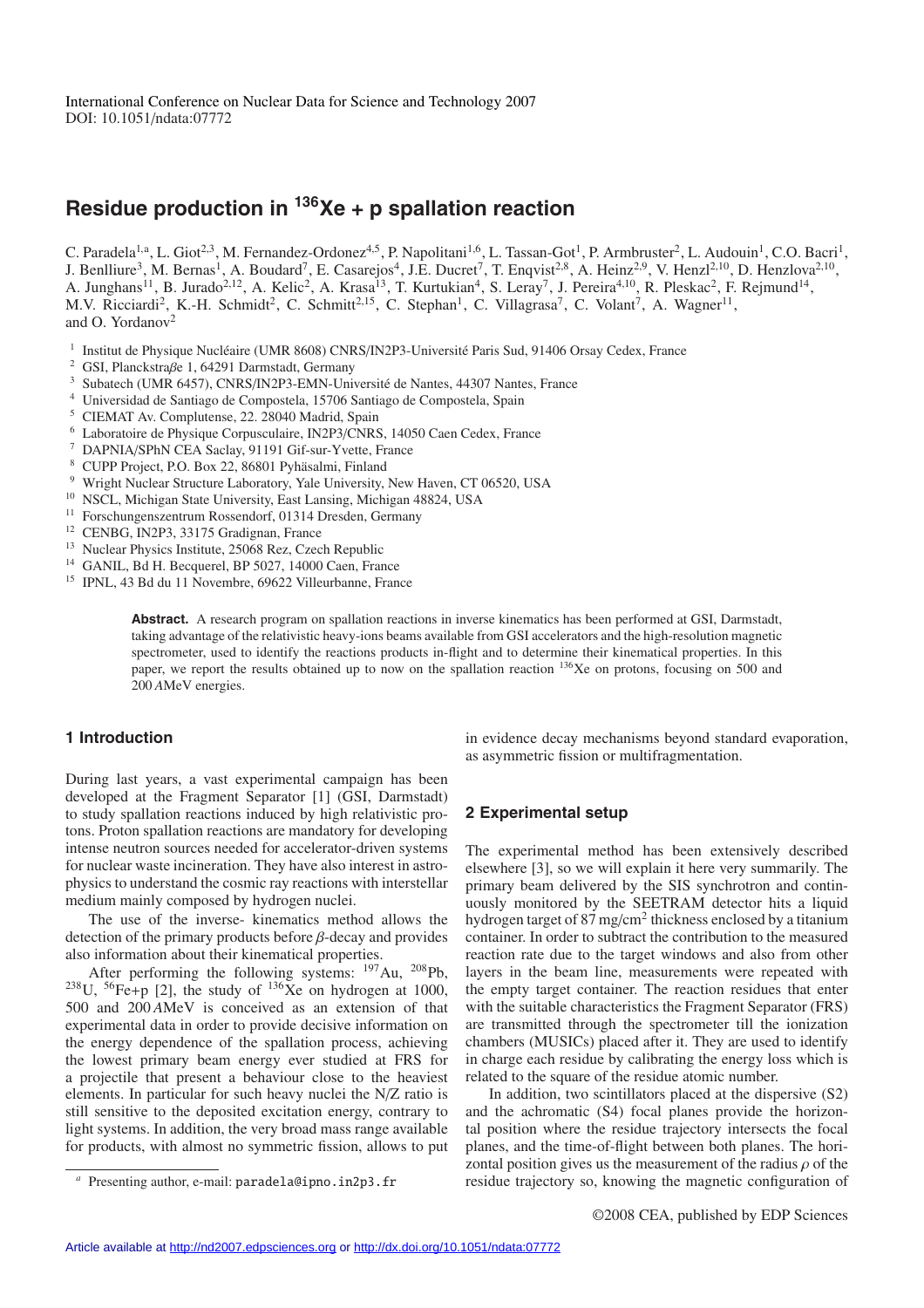International Conference on Nuclear Data for Science and Technology 2007
DOI: 10.1051/ndata:07772

# Residue production in $^{136}$Xe + p spallation reaction

C. Paradela[1,a], L. Giot[2,3], M. Fernandez-Ordonez[4,5], P. Napolitani[1,6], L. Tassan-Got[1], P. Armbruster[2], L. Audouin[1], C.O. Bacri[1], J. Benlliure[3], M. Bernas[1], A. Boudard[7], E. Casarejos[4], J.E. Ducret[7], T. Enqvist[2,8], A. Heinz[2,9], V. Henzl[2,10], D. Henzlova[2,10], A. Junghans[11], B. Jurado[2,12], A. Kelic[2], A. Krasa[13], T. Kurtukian[4], S. Leray[7], J. Pereira[4,10], R. Pleskac[2], F. Rejmund[14], M.V. Ricciardi[2], K.-H. Schmidt[2], C. Schmitt[2,15], C. Stephan[1], C. Villagrasa[7], C. Volant[7], A. Wagner[11], and O. Yordanov[2]

[1] Institut de Physique Nucléaire (UMR 8608) CNRS/IN2P3-Université Paris Sud, 91406 Orsay Cedex, France
[2] GSI, Planckstra$\beta$e 1, 64291 Darmstadt, Germany
[3] Subatech (UMR 6457), CNRS/IN2P3-EMN-Université de Nantes, 44307 Nantes, France
[4] Universidad de Santiago de Compostela, 15706 Santiago de Compostela, Spain
[5] CIEMAT Av. Complutense, 22. 28040 Madrid, Spain
[6] Laboratoire de Physique Corpusculaire, IN2P3/CNRS, 14050 Caen Cedex, France
[7] DAPNIA/SPhN CEA Saclay, 91191 Gif-sur-Yvette, France
[8] CUPP Project, P.O. Box 22, 86801 Pyhäsalmi, Finland
[9] Wright Nuclear Structure Laboratory, Yale University, New Haven, CT 06520, USA
[10] NSCL, Michigan State University, East Lansing, Michigan 48824, USA
[11] Forschungenszentrum Rossendorf, 01314 Dresden, Germany
[12] CENBG, IN2P3, 33175 Gradignan, France
[13] Nuclear Physics Institute, 25068 Rez, Czech Republic
[14] GANIL, Bd H. Becquerel, BP 5027, 14000 Caen, France
[15] IPNL, 43 Bd du 11 Novembre, 69622 Villeurbanne, France

**Abstract.** A research program on spallation reactions in inverse kinematics has been performed at GSI, Darmstadt, taking advantage of the relativistic heavy-ions beams available from GSI accelerators and the high-resolution magnetic spectrometer, used to identify the reactions products in-flight and to determine their kinematical properties. In this paper, we report the results obtained up to now on the spallation reaction $^{136}$Xe on protons, focusing on 500 and 200 *A*MeV energies.

## 1 Introduction

During last years, a vast experimental campaign has been developed at the Fragment Separator [1] (GSI, Darmstadt) to study spallation reactions induced by high relativistic protons. Proton spallation reactions are mandatory for developing intense neutron sources needed for accelerator-driven systems for nuclear waste incineration. They have also interest in astrophysics to understand the cosmic ray reactions with interstellar medium mainly composed by hydrogen nuclei.

The use of the inverse- kinematics method allows the detection of the primary products before $\beta$-decay and provides also information about their kinematical properties.

After performing the following systems: $^{197}$Au, $^{208}$Pb, $^{238}$U, $^{56}$Fe+p [2], the study of $^{136}$Xe on hydrogen at 1000, 500 and 200 *A*MeV is conceived as an extension of that experimental data in order to provide decisive information on the energy dependence of the spallation process, achieving the lowest primary beam energy ever studied at FRS for a projectile that present a behaviour close to the heaviest elements. In particular for such heavy nuclei the N/Z ratio is still sensitive to the deposited excitation energy, contrary to light systems. In addition, the very broad mass range available for products, with almost no symmetric fission, allows to put in evidence decay mechanisms beyond standard evaporation, as asymmetric fission or multifragmentation.

## 2 Experimental setup

The experimental method has been extensively described elsewhere [3], so we will explain it here very summarily. The primary beam delivered by the SIS synchrotron and continuously monitored by the SEETRAM detector hits a liquid hydrogen target of 87 mg/cm$^2$ thickness enclosed by a titanium container. In order to subtract the contribution to the measured reaction rate due to the target windows and also from other layers in the beam line, measurements were repeated with the empty target container. The reaction residues that enter with the suitable characteristics the Fragment Separator (FRS) are transmitted through the spectrometer till the ionization chambers (MUSICs) placed after it. They are used to identify in charge each residue by calibrating the energy loss which is related to the square of the residue atomic number.

In addition, two scintillators placed at the dispersive (S2) and the achromatic (S4) focal planes provide the horizontal position where the residue trajectory intersects the focal planes, and the time-of-flight between both planes. The horizontal position gives us the measurement of the radius $\rho$ of the residue trajectory so, knowing the magnetic configuration of

[a] Presenting author, e-mail: paradela@ipno.in2p3.fr

©2008 CEA, published by EDP Sciences

Article available at http://nd2007.edpsciences.org or http://dx.doi.org/10.1051/ndata:07772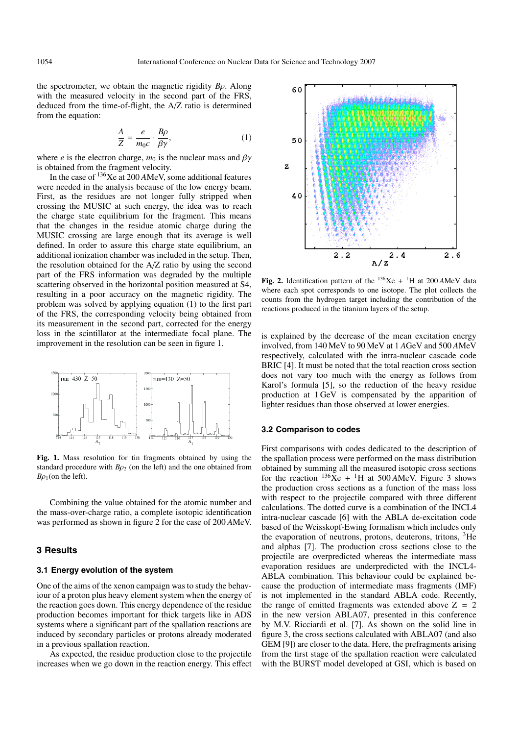the spectrometer, we obtain the magnetic rigidity $B\rho$. Along with the measured velocity in the second part of the FRS, deduced from the time-of-flight, the A/Z ratio is determined from the equation:

$$\frac{A}{Z} = \frac{e}{m_0 c} \cdot \frac{B\rho}{\beta\gamma}, \tag{1}$$

where $e$ is the electron charge, $m_0$ is the nuclear mass and $\beta\gamma$ is obtained from the fragment velocity.

In the case of $^{136}$Xe at 200 *A*MeV, some additional features were needed in the analysis because of the low energy beam. First, as the residues are not longer fully stripped when crossing the MUSIC at such energy, the idea was to reach the charge state equilibrium for the fragment. This means that the changes in the residue atomic charge during the MUSIC crossing are large enough that its average is well defined. In order to assure this charge state equilibrium, an additional ionization chamber was included in the setup. Then, the resolution obtained for the A/Z ratio by using the second part of the FRS information was degraded by the multiple scattering observed in the horizontal position measured at S4, resulting in a poor accuracy on the magnetic rigidity. The problem was solved by applying equation (1) to the first part of the FRS, the corresponding velocity being obtained from its measurement in the second part, corrected for the energy loss in the scintillator at the intermediate focal plane. The improvement in the resolution can be seen in figure 1.

**Fig. 1.** Mass resolution for tin fragments obtained by using the standard procedure with $B\rho_2$ (on the left) and the one obtained from $B\rho_1$(on the left).

Combining the value obtained for the atomic number and the mass-over-charge ratio, a complete isotopic identification was performed as shown in figure 2 for the case of 200 *A*MeV.

**Fig. 2.** Identification pattern of the $^{136}$Xe + $^{1}$H at 200 *A*MeV data where each spot corresponds to one isotope. The plot collects the counts from the hydrogen target including the contribution of the reactions produced in the titanium layers of the setup.

## 3 Results

### 3.1 Energy evolution of the system

One of the aims of the xenon campaign was to study the behaviour of a proton plus heavy element system when the energy of the reaction goes down. This energy dependence of the residue production becomes important for thick targets like in ADS systems where a significant part of the spallation reactions are induced by secondary particles or protons already moderated in a previous spallation reaction.

As expected, the residue production close to the projectile increases when we go down in the reaction energy. This effect is explained by the decrease of the mean excitation energy involved, from 140 MeV to 90 MeV at 1 *A*GeV and 500 *A*MeV respectively, calculated with the intra-nuclear cascade code BRIC [4]. It must be noted that the total reaction cross section does not vary too much with the energy as follows from Karol's formula [5], so the reduction of the heavy residue production at 1 GeV is compensated by the apparition of lighter residues than those observed at lower energies.

### 3.2 Comparison to codes

First comparisons with codes dedicated to the description of the spallation process were performed on the mass distribution obtained by summing all the measured isotopic cross sections for the reaction $^{136}$Xe + $^{1}$H at 500 *A*MeV. Figure 3 shows the production cross sections as a function of the mass loss with respect to the projectile compared with three different calculations. The dotted curve is a combination of the INCL4 intra-nuclear cascade [6] with the ABLA de-excitation code based of the Weisskopf-Ewing formalism which includes only the evaporation of neutrons, protons, deuterons, tritons, $^{3}$He and alphas [7]. The production cross sections close to the projectile are overpredicted whereas the intermediate mass evaporation residues are underpredicted with the INCL4-ABLA combination. This behaviour could be explained because the production of intermediate mass fragments (IMF) is not implemented in the standard ABLA code. Recently, the range of emitted fragments was extended above Z = 2 in the new version ABLA07, presented in this conference by M.V. Ricciardi et al. [7]. As shown on the solid line in figure 3, the cross sections calculated with ABLA07 (and also GEM [9]) are closer to the data. Here, the prefragments arising from the first stage of the spallation reaction were calculated with the BURST model developed at GSI, which is based on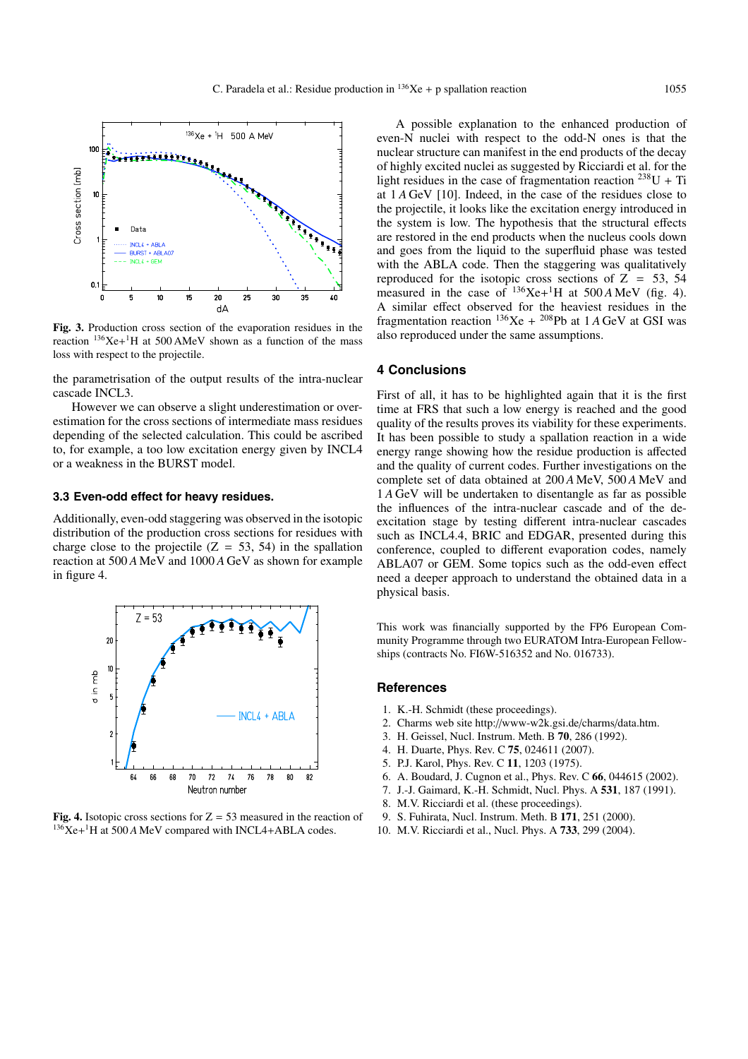$^{136}$Xe + $^{1}$H 500 A MeV

Cross section [mb]

100

10

1

0.1

0 5 10 15 20 25 30 35 40

dA

Data

INCL4 + ABLA

BURST + ABLA07

INCL4 + GEM

**Fig. 3.** Production cross section of the evaporation residues in the reaction $^{136}$Xe+$^{1}$H at 500 AMeV shown as a function of the mass loss with respect to the projectile.

the parametrisation of the output results of the intra-nuclear cascade INCL3.

However we can observe a slight underestimation or overestimation for the cross sections of intermediate mass residues depending of the selected calculation. This could be ascribed to, for example, a too low excitation energy given by INCL4 or a weakness in the BURST model.

### 3.3 Even-odd effect for heavy residues.

Additionally, even-odd staggering was observed in the isotopic distribution of the production cross sections for residues with charge close to the projectile (Z = 53, 54) in the spallation reaction at 500 *A* MeV and 1000 *A* GeV as shown for example in figure 4.

Z = 53

σ in mb

20

10

5

2

1

64 66 68 70 72 74 76 78 80 82

Neutron number

INCL4 + ABLA

**Fig. 4.** Isotopic cross sections for Z = 53 measured in the reaction of $^{136}$Xe+$^{1}$H at 500 *A* MeV compared with INCL4+ABLA codes.

A possible explanation to the enhanced production of even-N nuclei with respect to the odd-N ones is that the nuclear structure can manifest in the end products of the decay of highly excited nuclei as suggested by Ricciardi et al. for the light residues in the case of fragmentation reaction $^{238}$U + Ti at 1 *A* GeV [10]. Indeed, in the case of the residues close to the projectile, it looks like the excitation energy introduced in the system is low. The hypothesis that the structural effects are restored in the end products when the nucleus cools down and goes from the liquid to the superfluid phase was tested with the ABLA code. Then the staggering was qualitatively reproduced for the isotopic cross sections of Z = 53, 54 measured in the case of $^{136}$Xe+$^{1}$H at 500 *A* MeV (fig. 4). A similar effect observed for the heaviest residues in the fragmentation reaction $^{136}$Xe + $^{208}$Pb at 1 *A* GeV at GSI was also reproduced under the same assumptions.

## 4 Conclusions

First of all, it has to be highlighted again that it is the first time at FRS that such a low energy is reached and the good quality of the results proves its viability for these experiments. It has been possible to study a spallation reaction in a wide energy range showing how the residue production is affected and the quality of current codes. Further investigations on the complete set of data obtained at 200 *A* MeV, 500 *A* MeV and 1 *A* GeV will be undertaken to disentangle as far as possible the influences of the intra-nuclear cascade and of the de-excitation stage by testing different intra-nuclear cascades such as INCL4.4, BRIC and EDGAR, presented during this conference, coupled to different evaporation codes, namely ABLA07 or GEM. Some topics such as the odd-even effect need a deeper approach to understand the obtained data in a physical basis.

This work was financially supported by the FP6 European Community Programme through two EURATOM Intra-European Fellowships (contracts No. FI6W-516352 and No. 016733).

## References

1. K.-H. Schmidt (these proceedings).
2. Charms web site http://www-w2k.gsi.de/charms/data.htm.
3. H. Geissel, Nucl. Instrum. Meth. B **70**, 286 (1992).
4. H. Duarte, Phys. Rev. C **75**, 024611 (2007).
5. P.J. Karol, Phys. Rev. C **11**, 1203 (1975).
6. A. Boudard, J. Cugnon et al., Phys. Rev. C **66**, 044615 (2002).
7. J.-J. Gaimard, K.-H. Schmidt, Nucl. Phys. A **531**, 187 (1991).
8. M.V. Ricciardi et al. (these proceedings).
9. S. Fuhirata, Nucl. Instrum. Meth. B **171**, 251 (2000).
10. M.V. Ricciardi et al., Nucl. Phys. A **733**, 299 (2004).